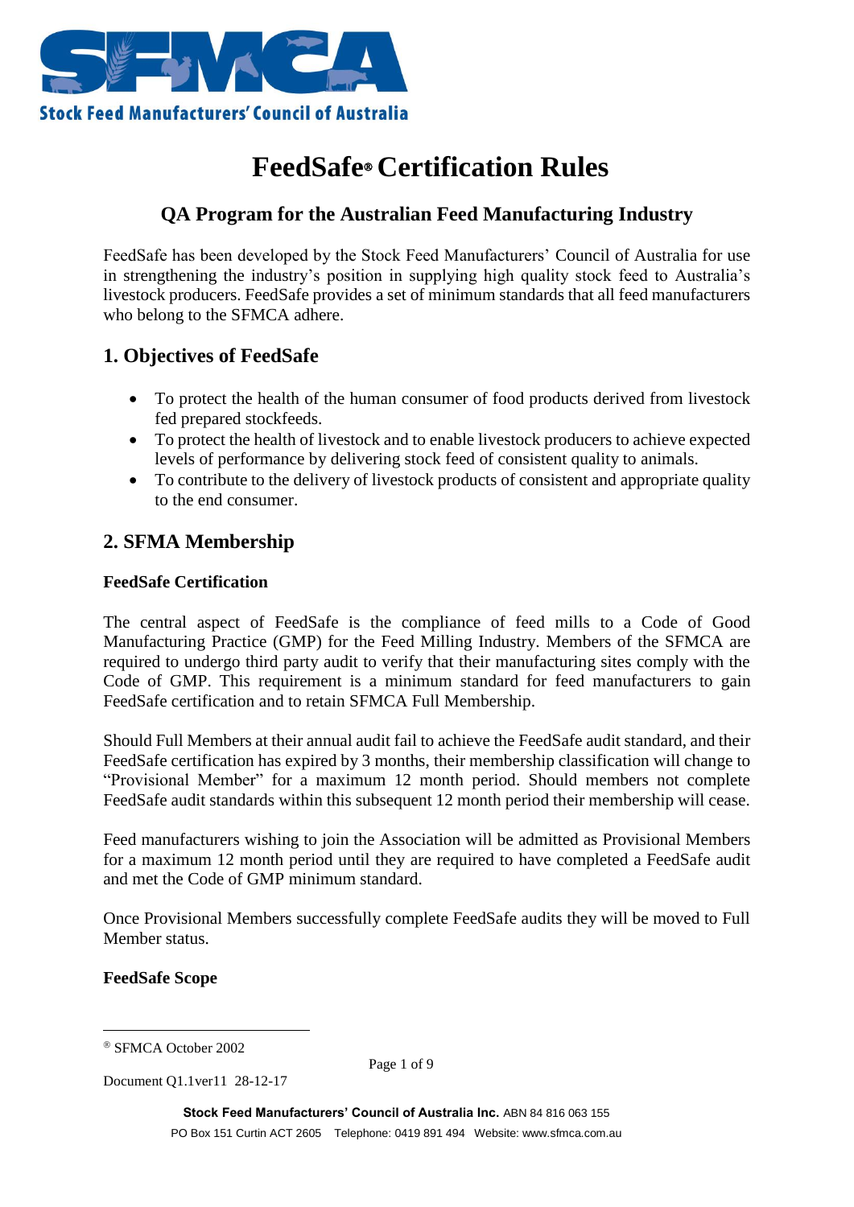Stock Feed Manufacturers' Council of Australia

# FeedSafe® Certification Rules

## QA Program for the Australian Feed Manufacturing Industry

FeedSafe has been developed by the Stock Feed Manufacturers' Council of Australia for use in strengthening the industry's position in supplying high quality stock feed to Australia's livestock producers. FeedSafe provides a set of minimum standards that all feed manufacturers who belong to the SFMCA adhere.

## 1. Objectives of FeedSafe

- To protect the health of the human consumer of food products derived from livestock fed prepared stockfeeds.
- To protect the health of livestock and to enable livestock producers to achieve expected levels of performance by delivering stock feed of consistent quality to animals.
- To contribute to the delivery of livestock products of consistent and appropriate quality to the end consumer.

## 2. SFMA Membership

**FeedSafe Certification**

The central aspect of FeedSafe is the compliance of feed mills to a Code of Good Manufacturing Practice (GMP) for the Feed Milling Industry. Members of the SFMCA are required to undergo third party audit to verify that their manufacturing sites comply with the Code of GMP. This requirement is a minimum standard for feed manufacturers to gain FeedSafe certification and to retain SFMCA Full Membership.

Should Full Members at their annual audit fail to achieve the FeedSafe audit standard, and their FeedSafe certification has expired by 3 months, their membership classification will change to "Provisional Member" for a maximum 12 month period. Should members not complete FeedSafe audit standards within this subsequent 12 month period their membership will cease.

Feed manufacturers wishing to join the Association will be admitted as Provisional Members for a maximum 12 month period until they are required to have completed a FeedSafe audit and met the Code of GMP minimum standard.

Once Provisional Members successfully complete FeedSafe audits they will be moved to Full Member status.

**FeedSafe Scope**

® SFMCA October 2002

Document Q1.1ver11 28-12-17

**Stock Feed Manufacturers' Council of Australia Inc.** ABN 84 816 063 155
PO Box 151 Curtin ACT 2605 Telephone: 0419 891 494 Website: www.sfmca.com.au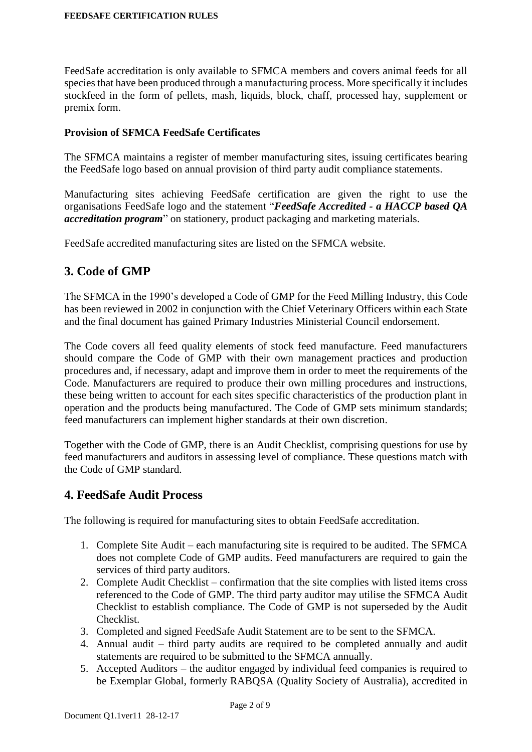FeedSafe accreditation is only available to SFMCA members and covers animal feeds for all species that have been produced through a manufacturing process. More specifically it includes stockfeed in the form of pellets, mash, liquids, block, chaff, processed hay, supplement or premix form.

**Provision of SFMCA FeedSafe Certificates**

The SFMCA maintains a register of member manufacturing sites, issuing certificates bearing the FeedSafe logo based on annual provision of third party audit compliance statements.

Manufacturing sites achieving FeedSafe certification are given the right to use the organisations FeedSafe logo and the statement "***FeedSafe Accredited - a HACCP based QA accreditation program***" on stationery, product packaging and marketing materials.

FeedSafe accredited manufacturing sites are listed on the SFMCA website.

## 3. Code of GMP

The SFMCA in the 1990's developed a Code of GMP for the Feed Milling Industry, this Code has been reviewed in 2002 in conjunction with the Chief Veterinary Officers within each State and the final document has gained Primary Industries Ministerial Council endorsement.

The Code covers all feed quality elements of stock feed manufacture. Feed manufacturers should compare the Code of GMP with their own management practices and production procedures and, if necessary, adapt and improve them in order to meet the requirements of the Code. Manufacturers are required to produce their own milling procedures and instructions, these being written to account for each sites specific characteristics of the production plant in operation and the products being manufactured. The Code of GMP sets minimum standards; feed manufacturers can implement higher standards at their own discretion.

Together with the Code of GMP, there is an Audit Checklist, comprising questions for use by feed manufacturers and auditors in assessing level of compliance. These questions match with the Code of GMP standard.

## 4. FeedSafe Audit Process

The following is required for manufacturing sites to obtain FeedSafe accreditation.

1. Complete Site Audit – each manufacturing site is required to be audited. The SFMCA does not complete Code of GMP audits. Feed manufacturers are required to gain the services of third party auditors.
2. Complete Audit Checklist – confirmation that the site complies with listed items cross referenced to the Code of GMP. The third party auditor may utilise the SFMCA Audit Checklist to establish compliance. The Code of GMP is not superseded by the Audit Checklist.
3. Completed and signed FeedSafe Audit Statement are to be sent to the SFMCA.
4. Annual audit – third party audits are required to be completed annually and audit statements are required to be submitted to the SFMCA annually.
5. Accepted Auditors – the auditor engaged by individual feed companies is required to be Exemplar Global, formerly RABQSA (Quality Society of Australia), accredited in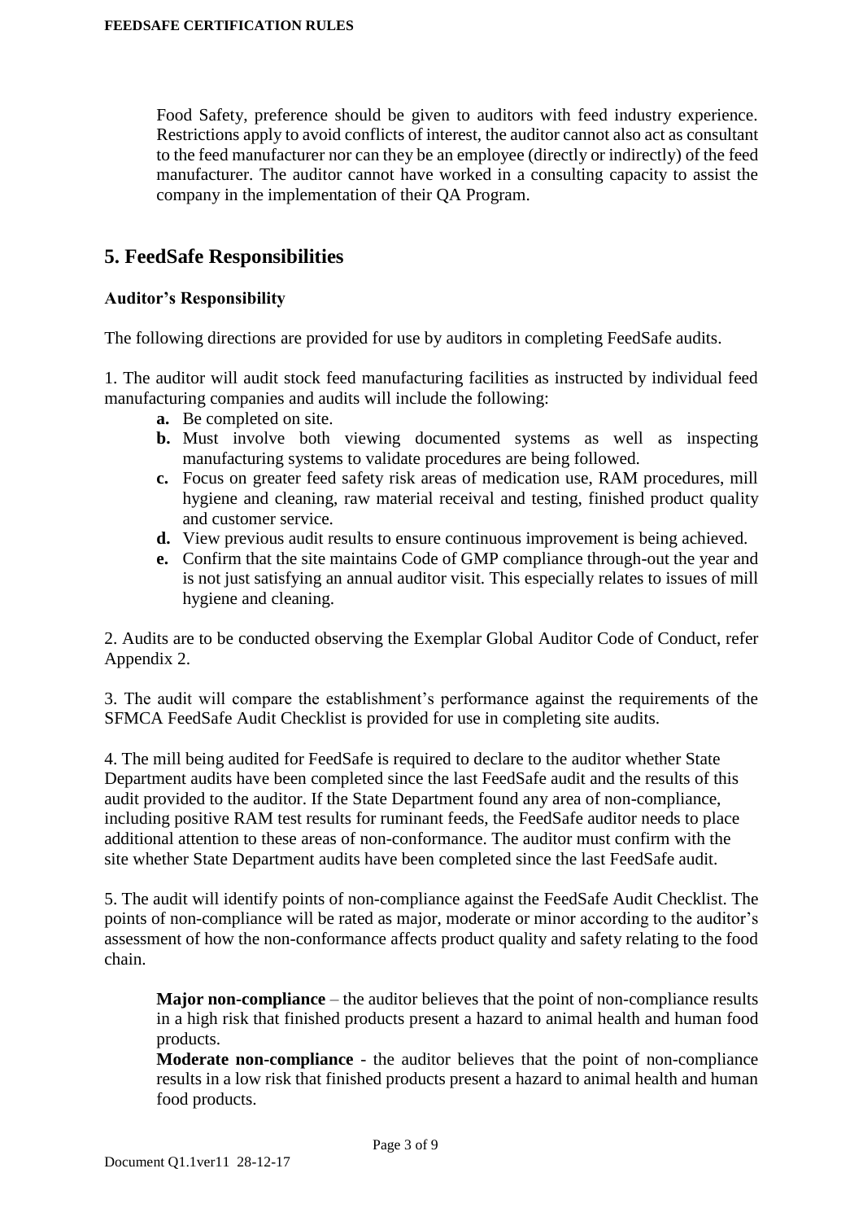Food Safety, preference should be given to auditors with feed industry experience. Restrictions apply to avoid conflicts of interest, the auditor cannot also act as consultant to the feed manufacturer nor can they be an employee (directly or indirectly) of the feed manufacturer. The auditor cannot have worked in a consulting capacity to assist the company in the implementation of their QA Program.

## 5. FeedSafe Responsibilities

### Auditor's Responsibility

The following directions are provided for use by auditors in completing FeedSafe audits.

1. The auditor will audit stock feed manufacturing facilities as instructed by individual feed manufacturing companies and audits will include the following:
   - **a.** Be completed on site.
   - **b.** Must involve both viewing documented systems as well as inspecting manufacturing systems to validate procedures are being followed.
   - **c.** Focus on greater feed safety risk areas of medication use, RAM procedures, mill hygiene and cleaning, raw material receival and testing, finished product quality and customer service.
   - **d.** View previous audit results to ensure continuous improvement is being achieved.
   - **e.** Confirm that the site maintains Code of GMP compliance through-out the year and is not just satisfying an annual auditor visit. This especially relates to issues of mill hygiene and cleaning.

2. Audits are to be conducted observing the Exemplar Global Auditor Code of Conduct, refer Appendix 2.

3. The audit will compare the establishment's performance against the requirements of the SFMCA FeedSafe Audit Checklist is provided for use in completing site audits.

4. The mill being audited for FeedSafe is required to declare to the auditor whether State Department audits have been completed since the last FeedSafe audit and the results of this audit provided to the auditor. If the State Department found any area of non-compliance, including positive RAM test results for ruminant feeds, the FeedSafe auditor needs to place additional attention to these areas of non-conformance. The auditor must confirm with the site whether State Department audits have been completed since the last FeedSafe audit.

5. The audit will identify points of non-compliance against the FeedSafe Audit Checklist. The points of non-compliance will be rated as major, moderate or minor according to the auditor's assessment of how the non-conformance affects product quality and safety relating to the food chain.

   **Major non-compliance** – the auditor believes that the point of non-compliance results in a high risk that finished products present a hazard to animal health and human food products.

   **Moderate non-compliance** - the auditor believes that the point of non-compliance results in a low risk that finished products present a hazard to animal health and human food products.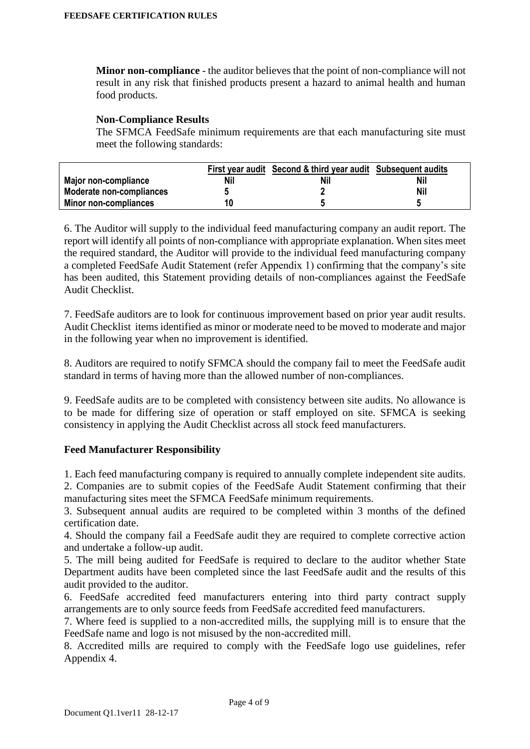**Minor non-compliance** - the auditor believes that the point of non-compliance will not result in any risk that finished products present a hazard to animal health and human food products.

**Non-Compliance Results**

The SFMCA FeedSafe minimum requirements are that each manufacturing site must meet the following standards:

| | First year audit | Second & third year audit | Subsequent audits |
|---|---|---|---|
| **Major non-compliance** | Nil | Nil | Nil |
| **Moderate non-compliances** | 5 | 2 | Nil |
| **Minor non-compliances** | 10 | 5 | 5 |

6. The Auditor will supply to the individual feed manufacturing company an audit report. The report will identify all points of non-compliance with appropriate explanation. When sites meet the required standard, the Auditor will provide to the individual feed manufacturing company a completed FeedSafe Audit Statement (refer Appendix 1) confirming that the company's site has been audited, this Statement providing details of non-compliances against the FeedSafe Audit Checklist.

7. FeedSafe auditors are to look for continuous improvement based on prior year audit results. Audit Checklist items identified as minor or moderate need to be moved to moderate and major in the following year when no improvement is identified.

8. Auditors are required to notify SFMCA should the company fail to meet the FeedSafe audit standard in terms of having more than the allowed number of non-compliances.

9. FeedSafe audits are to be completed with consistency between site audits. No allowance is to be made for differing size of operation or staff employed on site. SFMCA is seeking consistency in applying the Audit Checklist across all stock feed manufacturers.

## Feed Manufacturer Responsibility

1. Each feed manufacturing company is required to annually complete independent site audits.
2. Companies are to submit copies of the FeedSafe Audit Statement confirming that their manufacturing sites meet the SFMCA FeedSafe minimum requirements.
3. Subsequent annual audits are required to be completed within 3 months of the defined certification date.
4. Should the company fail a FeedSafe audit they are required to complete corrective action and undertake a follow-up audit.
5. The mill being audited for FeedSafe is required to declare to the auditor whether State Department audits have been completed since the last FeedSafe audit and the results of this audit provided to the auditor.
6. FeedSafe accredited feed manufacturers entering into third party contract supply arrangements are to only source feeds from FeedSafe accredited feed manufacturers.
7. Where feed is supplied to a non-accredited mills, the supplying mill is to ensure that the FeedSafe name and logo is not misused by the non-accredited mill.
8. Accredited mills are required to comply with the FeedSafe logo use guidelines, refer Appendix 4.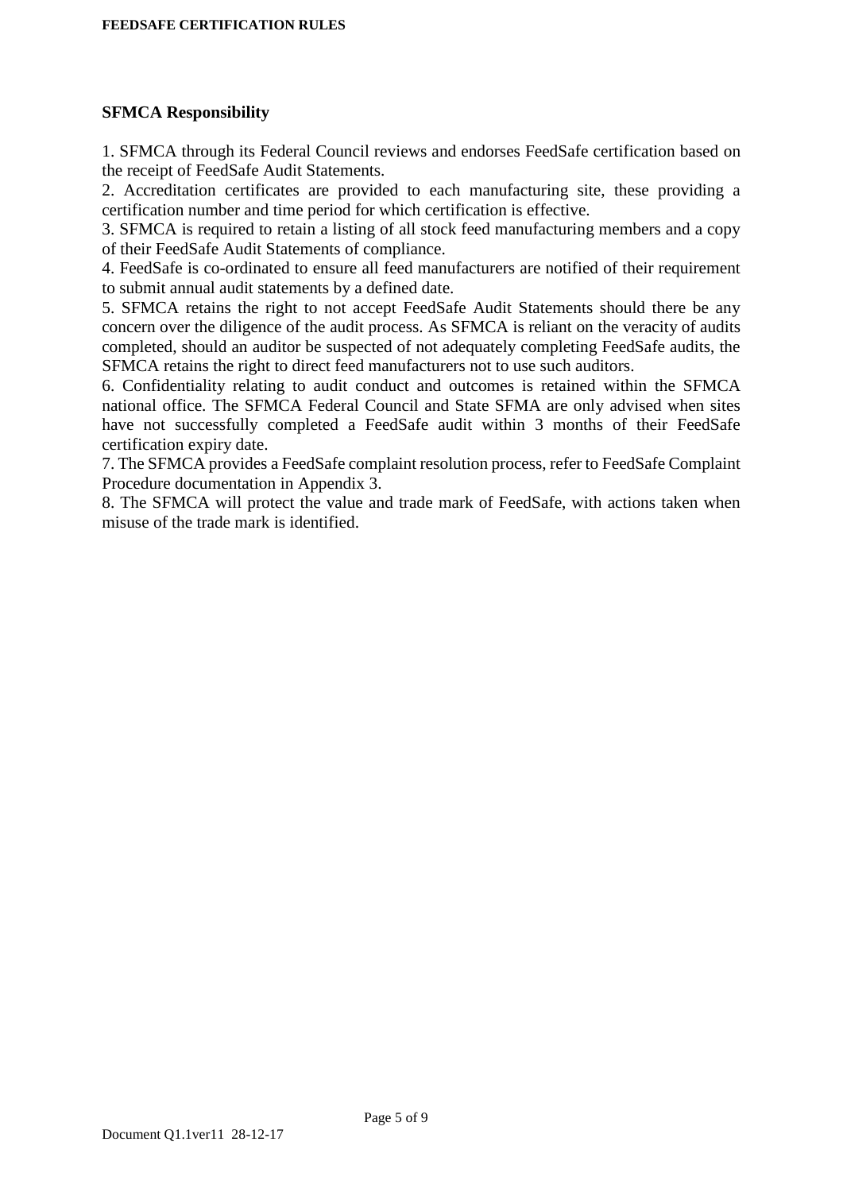## SFMCA Responsibility

1. SFMCA through its Federal Council reviews and endorses FeedSafe certification based on the receipt of FeedSafe Audit Statements.
2. Accreditation certificates are provided to each manufacturing site, these providing a certification number and time period for which certification is effective.
3. SFMCA is required to retain a listing of all stock feed manufacturing members and a copy of their FeedSafe Audit Statements of compliance.
4. FeedSafe is co-ordinated to ensure all feed manufacturers are notified of their requirement to submit annual audit statements by a defined date.
5. SFMCA retains the right to not accept FeedSafe Audit Statements should there be any concern over the diligence of the audit process. As SFMCA is reliant on the veracity of audits completed, should an auditor be suspected of not adequately completing FeedSafe audits, the SFMCA retains the right to direct feed manufacturers not to use such auditors.
6. Confidentiality relating to audit conduct and outcomes is retained within the SFMCA national office. The SFMCA Federal Council and State SFMA are only advised when sites have not successfully completed a FeedSafe audit within 3 months of their FeedSafe certification expiry date.
7. The SFMCA provides a FeedSafe complaint resolution process, refer to FeedSafe Complaint Procedure documentation in Appendix 3.
8. The SFMCA will protect the value and trade mark of FeedSafe, with actions taken when misuse of the trade mark is identified.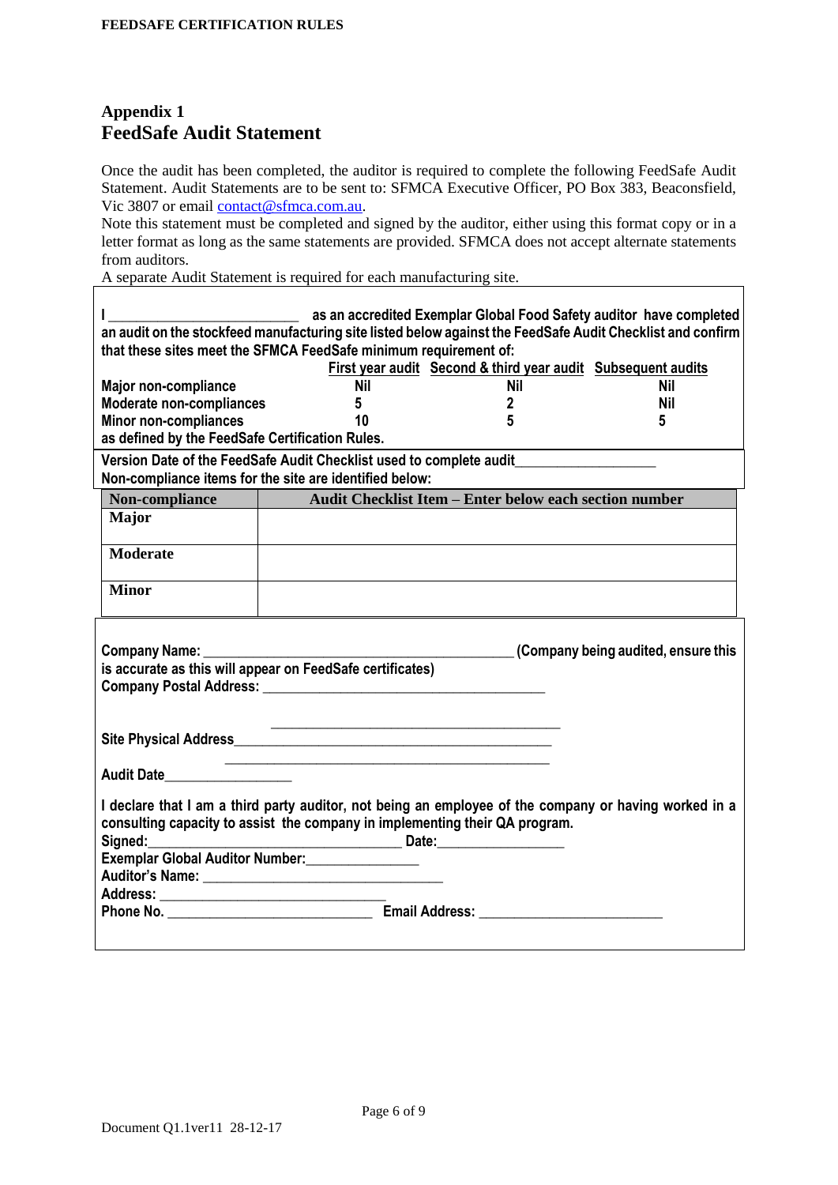## Appendix 1
## FeedSafe Audit Statement

Once the audit has been completed, the auditor is required to complete the following FeedSafe Audit Statement. Audit Statements are to be sent to: SFMCA Executive Officer, PO Box 383, Beaconsfield, Vic 3807 or email contact@sfmca.com.au.
Note this statement must be completed and signed by the auditor, either using this format copy or in a letter format as long as the same statements are provided. SFMCA does not accept alternate statements from auditors.
A separate Audit Statement is required for each manufacturing site.

**I \_\_\_\_\_\_\_\_\_\_\_\_\_\_\_\_\_\_\_\_\_\_\_\_\_ as an accredited Exemplar Global Food Safety auditor have completed an audit on the stockfeed manufacturing site listed below against the FeedSafe Audit Checklist and confirm that these sites meet the SFMCA FeedSafe minimum requirement of:**

| | First year audit | Second & third year audit | Subsequent audits |
|---|---|---|---|
| **Major non-compliance** | Nil | Nil | Nil |
| **Moderate non-compliances** | 5 | 2 | Nil |
| **Minor non-compliances** | 10 | 5 | 5 |

**as defined by the FeedSafe Certification Rules.**

**Version Date of the FeedSafe Audit Checklist used to complete audit\_\_\_\_\_\_\_\_\_\_\_\_\_\_\_\_\_\_\_**
**Non-compliance items for the site are identified below:**

| Non-compliance | Audit Checklist Item – Enter below each section number |
|---|---|
| **Major** | |
| **Moderate** | |
| **Minor** | |

**Company Name: \_\_\_\_\_\_\_\_\_\_\_\_\_\_\_\_\_\_\_\_\_\_\_\_\_\_\_\_\_\_\_\_\_\_\_\_\_\_\_\_ (Company being audited, ensure this is accurate as this will appear on FeedSafe certificates)**
**Company Postal Address: \_\_\_\_\_\_\_\_\_\_\_\_\_\_\_\_\_\_\_\_\_\_\_\_\_\_\_\_\_\_\_\_\_\_\_\_\_\_**

**\_\_\_\_\_\_\_\_\_\_\_\_\_\_\_\_\_\_\_\_\_\_\_\_\_\_\_\_\_\_\_\_\_\_\_\_\_\_\_**

**Site Physical Address\_\_\_\_\_\_\_\_\_\_\_\_\_\_\_\_\_\_\_\_\_\_\_\_\_\_\_\_\_\_\_\_\_\_\_\_\_\_\_\_\_\_\_\_\_**

**\_\_\_\_\_\_\_\_\_\_\_\_\_\_\_\_\_\_\_\_\_\_\_\_\_\_\_\_\_\_\_\_\_\_\_\_\_\_\_\_\_\_\_**

**Audit Date\_\_\_\_\_\_\_\_\_\_\_\_\_\_\_\_\_**

**I declare that I am a third party auditor, not being an employee of the company or having worked in a consulting capacity to assist the company in implementing their QA program.**
**Signed:\_\_\_\_\_\_\_\_\_\_\_\_\_\_\_\_\_\_\_\_\_\_\_\_\_\_\_\_\_\_\_\_\_\_ Date:\_\_\_\_\_\_\_\_\_\_\_\_\_\_\_\_\_**
**Exemplar Global Auditor Number:\_\_\_\_\_\_\_\_\_\_\_\_\_\_\_**
**Auditor's Name: \_\_\_\_\_\_\_\_\_\_\_\_\_\_\_\_\_\_\_\_\_\_\_\_\_\_\_\_\_\_\_\_**
**Address: \_\_\_\_\_\_\_\_\_\_\_\_\_\_\_\_\_\_\_\_\_\_\_\_\_\_\_\_\_\_\_**
**Phone No. \_\_\_\_\_\_\_\_\_\_\_\_\_\_\_\_\_\_\_\_\_\_\_\_\_\_\_\_ Email Address: \_\_\_\_\_\_\_\_\_\_\_\_\_\_\_\_\_\_\_\_\_\_\_\_\_**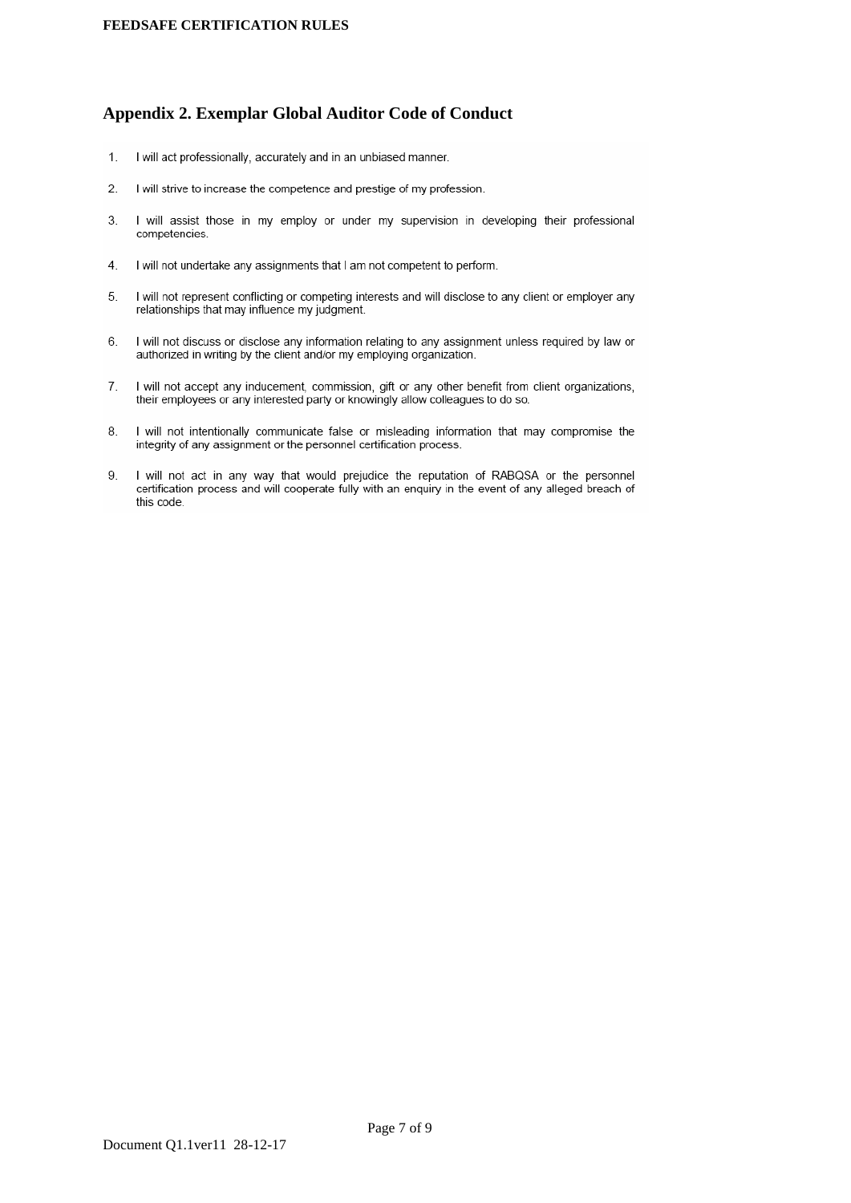## Appendix 2. Exemplar Global Auditor Code of Conduct

1. I will act professionally, accurately and in an unbiased manner.
2. I will strive to increase the competence and prestige of my profession.
3. I will assist those in my employ or under my supervision in developing their professional competencies.
4. I will not undertake any assignments that I am not competent to perform.
5. I will not represent conflicting or competing interests and will disclose to any client or employer any relationships that may influence my judgment.
6. I will not discuss or disclose any information relating to any assignment unless required by law or authorized in writing by the client and/or my employing organization.
7. I will not accept any inducement, commission, gift or any other benefit from client organizations, their employees or any interested party or knowingly allow colleagues to do so.
8. I will not intentionally communicate false or misleading information that may compromise the integrity of any assignment or the personnel certification process.
9. I will not act in any way that would prejudice the reputation of RABQSA or the personnel certification process and will cooperate fully with an enquiry in the event of any alleged breach of this code.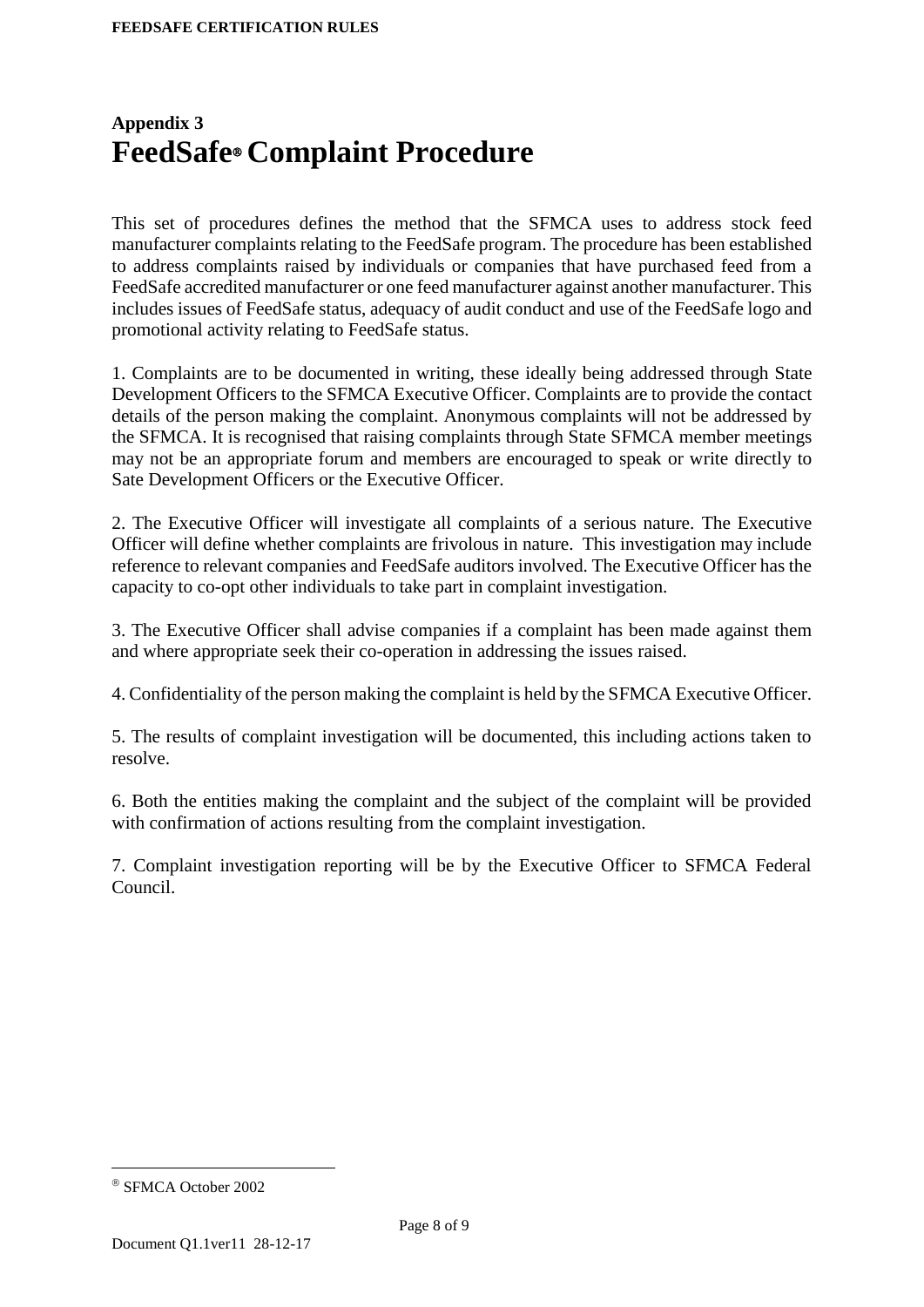## Appendix 3

# FeedSafe® Complaint Procedure

This set of procedures defines the method that the SFMCA uses to address stock feed manufacturer complaints relating to the FeedSafe program. The procedure has been established to address complaints raised by individuals or companies that have purchased feed from a FeedSafe accredited manufacturer or one feed manufacturer against another manufacturer. This includes issues of FeedSafe status, adequacy of audit conduct and use of the FeedSafe logo and promotional activity relating to FeedSafe status.

1. Complaints are to be documented in writing, these ideally being addressed through State Development Officers to the SFMCA Executive Officer. Complaints are to provide the contact details of the person making the complaint. Anonymous complaints will not be addressed by the SFMCA. It is recognised that raising complaints through State SFMCA member meetings may not be an appropriate forum and members are encouraged to speak or write directly to Sate Development Officers or the Executive Officer.

2. The Executive Officer will investigate all complaints of a serious nature. The Executive Officer will define whether complaints are frivolous in nature. This investigation may include reference to relevant companies and FeedSafe auditors involved. The Executive Officer has the capacity to co-opt other individuals to take part in complaint investigation.

3. The Executive Officer shall advise companies if a complaint has been made against them and where appropriate seek their co-operation in addressing the issues raised.

4. Confidentiality of the person making the complaint is held by the SFMCA Executive Officer.

5. The results of complaint investigation will be documented, this including actions taken to resolve.

6. Both the entities making the complaint and the subject of the complaint will be provided with confirmation of actions resulting from the complaint investigation.

7. Complaint investigation reporting will be by the Executive Officer to SFMCA Federal Council.

---

® SFMCA October 2002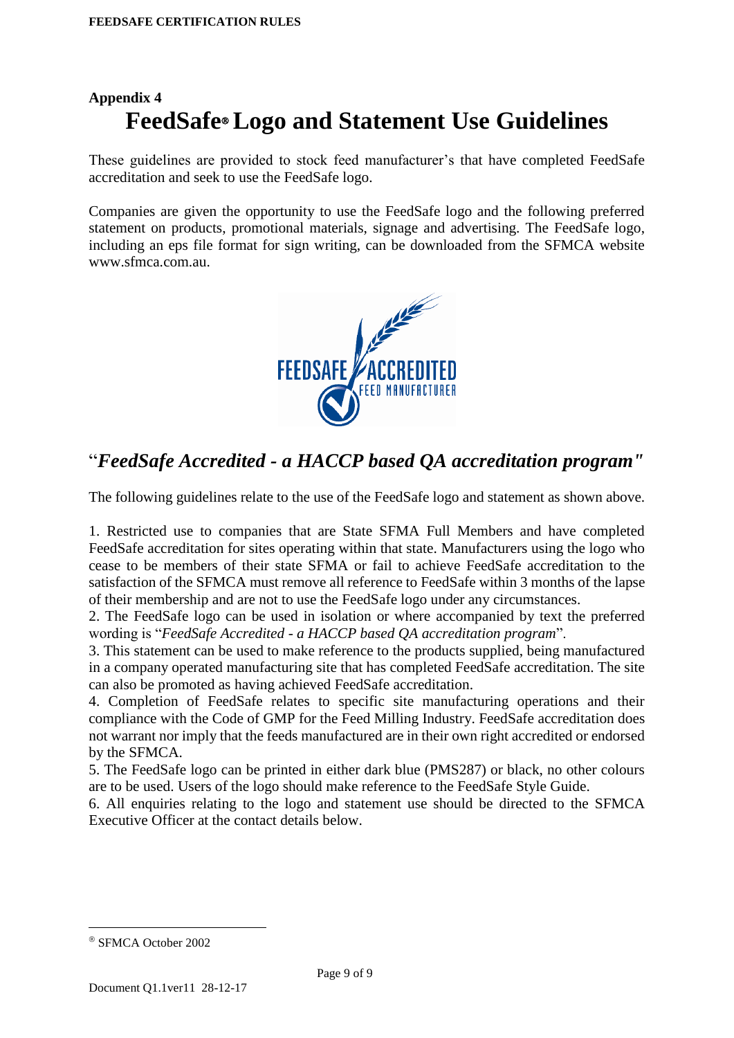## Appendix 4

# FeedSafe® Logo and Statement Use Guidelines

These guidelines are provided to stock feed manufacturer's that have completed FeedSafe accreditation and seek to use the FeedSafe logo.

Companies are given the opportunity to use the FeedSafe logo and the following preferred statement on products, promotional materials, signage and advertising. The FeedSafe logo, including an eps file format for sign writing, can be downloaded from the SFMCA website www.sfmca.com.au.

FEEDSAFE ACCREDITED FEED MANUFACTURER

## "*FeedSafe Accredited - a HACCP based QA accreditation program"*

The following guidelines relate to the use of the FeedSafe logo and statement as shown above.

1. Restricted use to companies that are State SFMA Full Members and have completed FeedSafe accreditation for sites operating within that state. Manufacturers using the logo who cease to be members of their state SFMA or fail to achieve FeedSafe accreditation to the satisfaction of the SFMCA must remove all reference to FeedSafe within 3 months of the lapse of their membership and are not to use the FeedSafe logo under any circumstances.
2. The FeedSafe logo can be used in isolation or where accompanied by text the preferred wording is "*FeedSafe Accredited - a HACCP based QA accreditation program*".
3. This statement can be used to make reference to the products supplied, being manufactured in a company operated manufacturing site that has completed FeedSafe accreditation. The site can also be promoted as having achieved FeedSafe accreditation.
4. Completion of FeedSafe relates to specific site manufacturing operations and their compliance with the Code of GMP for the Feed Milling Industry. FeedSafe accreditation does not warrant nor imply that the feeds manufactured are in their own right accredited or endorsed by the SFMCA.
5. The FeedSafe logo can be printed in either dark blue (PMS287) or black, no other colours are to be used. Users of the logo should make reference to the FeedSafe Style Guide.
6. All enquiries relating to the logo and statement use should be directed to the SFMCA Executive Officer at the contact details below.

® SFMCA October 2002